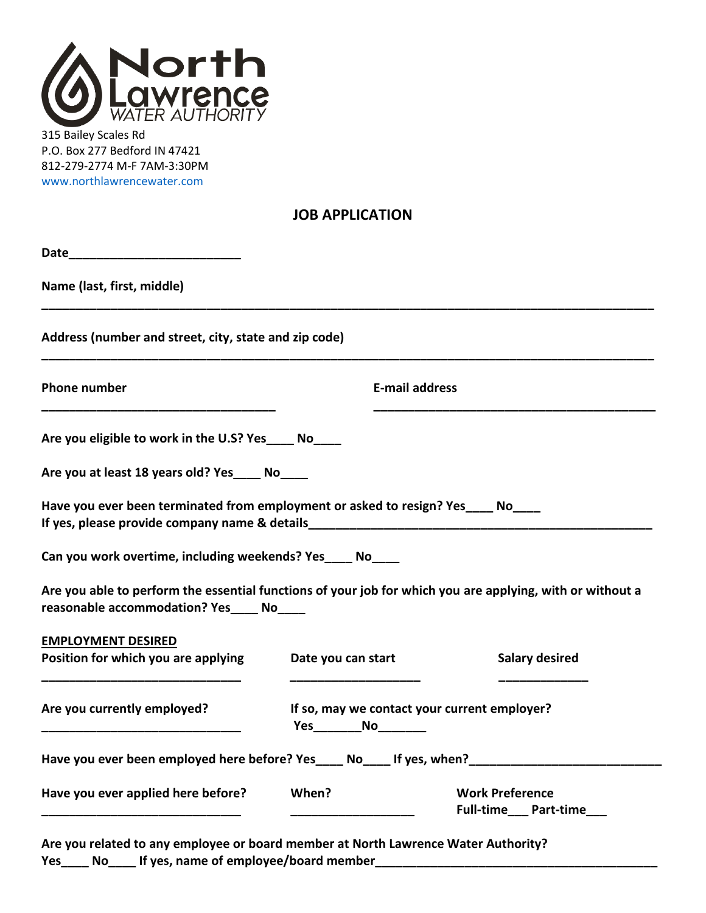North Lawrence WATER AUTHORITY

315 Bailey Scales Rd
P.O. Box 277 Bedford IN 47421
812-279-2774 M-F 7AM-3:30PM
www.northlawrencewater.com

## JOB APPLICATION

**Date**_________________________

**Name (last, first, middle)**

_____________________________________________________________________________________

**Address (number and street, city, state and zip code)**

_____________________________________________________________________________________

**Phone number** ___________________________________ **E-mail address** ___________________________________

**Are you eligible to work in the U.S? Yes____ No____**

**Are you at least 18 years old? Yes____ No____**

**Have you ever been terminated from employment or asked to resign? Yes____ No____**
**If yes, please provide company name & details**___________________________________________________

**Can you work overtime, including weekends? Yes____ No____**

**Are you able to perform the essential functions of your job for which you are applying, with or without a reasonable accommodation? Yes____ No____**

**<u>EMPLOYMENT DESIRED</u>**

**Position for which you are applying** ______________________________ **Date you can start** ____________________ **Salary desired** _____________

**Are you currently employed?** ______________________________ **If so, may we contact your current employer? Yes_______No_______**

**Have you ever been employed here before? Yes____ No____ If yes, when?**___________________________

**Have you ever applied here before?** ______________________________ **When?** __________________ **Work Preference Full-time___ Part-time___**

**Are you related to any employee or board member at North Lawrence Water Authority?**
**Yes____ No____ If yes, name of employee/board member**__________________________________________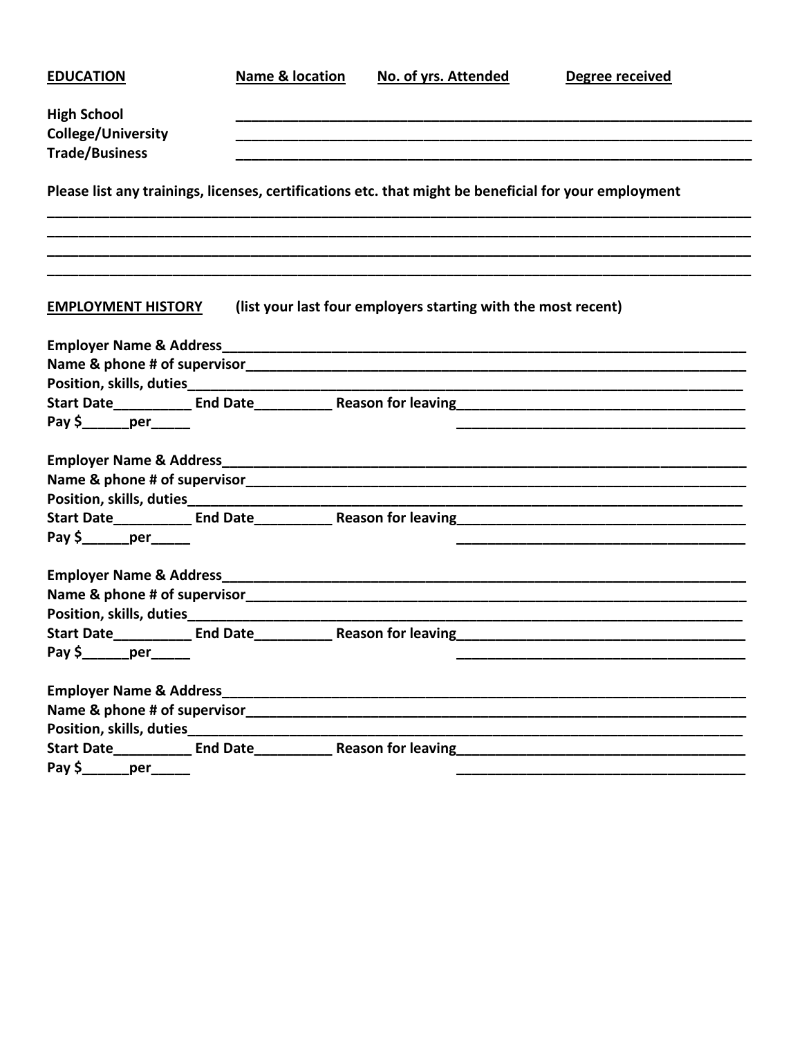**EDUCATION** &nbsp;&nbsp;&nbsp;&nbsp; **Name & location** &nbsp;&nbsp;&nbsp;&nbsp; **No. of yrs. Attended** &nbsp;&nbsp;&nbsp;&nbsp; **Degree received**

**High School** ____________________________________________________________

**College/University** ____________________________________________________________

**Trade/Business** ____________________________________________________________

**Please list any trainings, licenses, certifications etc. that might be beneficial for your employment**

________________________________________________________________________________

________________________________________________________________________________

________________________________________________________________________________

________________________________________________________________________________

**EMPLOYMENT HISTORY** &nbsp;&nbsp;&nbsp;&nbsp; **(list your last four employers starting with the most recent)**

**Employer Name & Address**____________________________________________________________

**Name & phone # of supervisor**____________________________________________________________

**Position, skills, duties**____________________________________________________________

**Start Date**__________ **End Date**__________ **Reason for leaving**____________________________________

**Pay $**______**per**_____ ____________________________________

**Employer Name & Address**____________________________________________________________

**Name & phone # of supervisor**____________________________________________________________

**Position, skills, duties**____________________________________________________________

**Start Date**__________ **End Date**__________ **Reason for leaving**____________________________________

**Pay $**______**per**_____ ____________________________________

**Employer Name & Address**____________________________________________________________

**Name & phone # of supervisor**____________________________________________________________

**Position, skills, duties**____________________________________________________________

**Start Date**__________ **End Date**__________ **Reason for leaving**____________________________________

**Pay $**______**per**_____ ____________________________________

**Employer Name & Address**____________________________________________________________

**Name & phone # of supervisor**____________________________________________________________

**Position, skills, duties**____________________________________________________________

**Start Date**__________ **End Date**__________ **Reason for leaving**____________________________________

**Pay $**______**per**_____ ____________________________________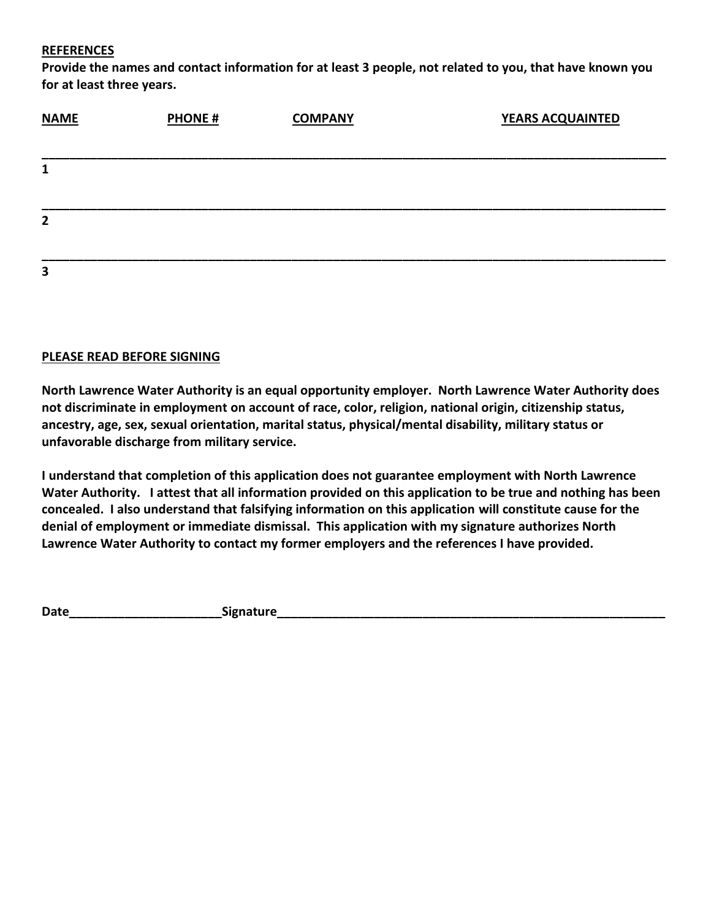**REFERENCES**

**Provide the names and contact information for at least 3 people, not related to you, that have known you for at least three years.**

| NAME | PHONE # | COMPANY | YEARS ACQUAINTED |
|---|---|---|---|
| 1 | | | |
| 2 | | | |
| 3 | | | |

**PLEASE READ BEFORE SIGNING**

**North Lawrence Water Authority is an equal opportunity employer. North Lawrence Water Authority does not discriminate in employment on account of race, color, religion, national origin, citizenship status, ancestry, age, sex, sexual orientation, marital status, physical/mental disability, military status or unfavorable discharge from military service.**

**I understand that completion of this application does not guarantee employment with North Lawrence Water Authority. I attest that all information provided on this application to be true and nothing has been concealed. I also understand that falsifying information on this application will constitute cause for the denial of employment or immediate dismissal. This application with my signature authorizes North Lawrence Water Authority to contact my former employers and the references I have provided.**

**Date______________________Signature____________________________________________________________**